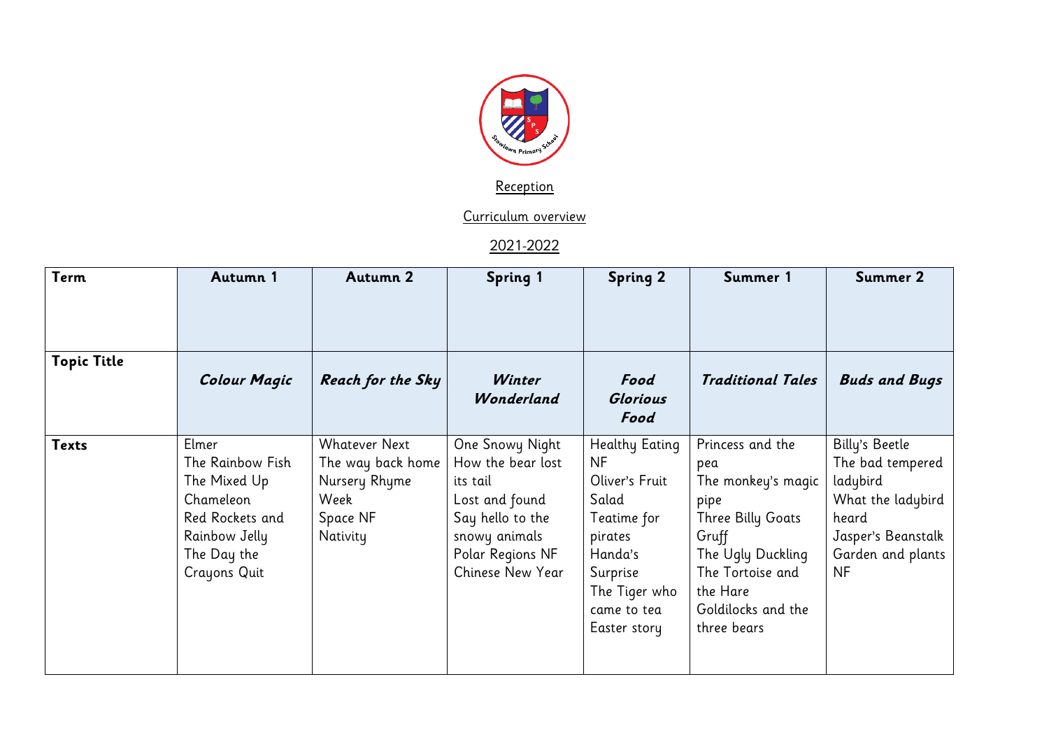Reception

Curriculum overview

2021-2022

| Term | Autumn 1 | Autumn 2 | Spring 1 | Spring 2 | Summer 1 | Summer 2 |
|---|---|---|---|---|---|---|
| **Topic Title** | ***Colour Magic*** | ***Reach for the Sky*** | ***Winter Wonderland*** | ***Food Glorious Food*** | ***Traditional Tales*** | ***Buds and Bugs*** |
| **Texts** | Elmer<br>The Rainbow Fish<br>The Mixed Up Chameleon<br>Red Rockets and Rainbow Jelly<br>The Day the Crayons Quit | Whatever Next<br>The way back home<br>Nursery Rhyme Week<br>Space NF<br>Nativity | One Snowy Night<br>How the bear lost its tail<br>Lost and found<br>Say hello to the snowy animals<br>Polar Regions NF<br>Chinese New Year | Healthy Eating NF<br>Oliver's Fruit Salad<br>Teatime for pirates<br>Handa's Surprise<br>The Tiger who came to tea<br>Easter story | Princess and the pea<br>The monkey's magic pipe<br>Three Billy Goats Gruff<br>The Ugly Duckling<br>The Tortoise and the Hare<br>Goldilocks and the three bears | Billy's Beetle<br>The bad tempered ladybird<br>What the ladybird heard<br>Jasper's Beanstalk<br>Garden and plants NF |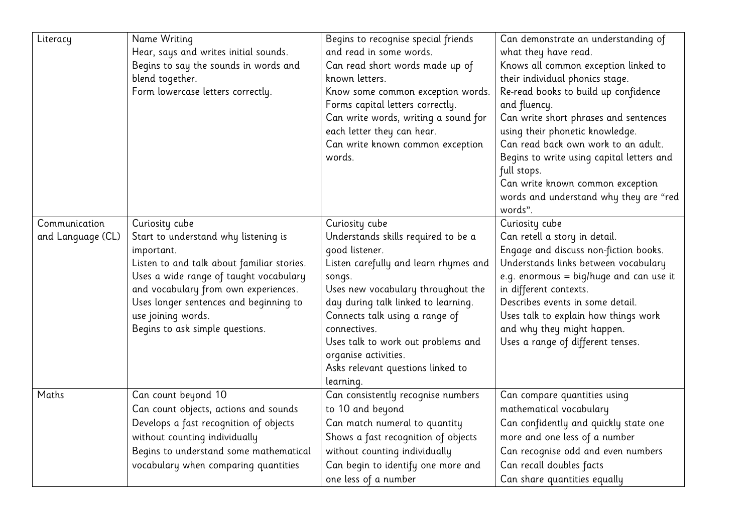| Literacy | Name Writing<br>Hear, says and writes initial sounds.<br>Begins to say the sounds in words and blend together.<br>Form lowercase letters correctly. | Begins to recognise special friends and read in some words.<br>Can read short words made up of known letters.<br>Know some common exception words.<br>Forms capital letters correctly.<br>Can write words, writing a sound for each letter they can hear.<br>Can write known common exception words. | Can demonstrate an understanding of what they have read.<br>Knows all common exception linked to their individual phonics stage.<br>Re-read books to build up confidence and fluency.<br>Can write short phrases and sentences using their phonetic knowledge.<br>Can read back own work to an adult.<br>Begins to write using capital letters and full stops.<br>Can write known common exception words and understand why they are "red words". |
|---|---|---|---|
| Communication and Language (CL) | Curiosity cube<br>Start to understand why listening is important.<br>Listen to and talk about familiar stories.<br>Uses a wide range of taught vocabulary and vocabulary from own experiences.<br>Uses longer sentences and beginning to use joining words.<br>Begins to ask simple questions. | Curiosity cube<br>Understands skills required to be a good listener.<br>Listen carefully and learn rhymes and songs.<br>Uses new vocabulary throughout the day during talk linked to learning.<br>Connects talk using a range of connectives.<br>Uses talk to work out problems and organise activities.<br>Asks relevant questions linked to learning. | Curiosity cube<br>Can retell a story in detail.<br>Engage and discuss non-fiction books.<br>Understands links between vocabulary e.g. enormous = big/huge and can use it in different contexts.<br>Describes events in some detail.<br>Uses talk to explain how things work and why they might happen.<br>Uses a range of different tenses. |
| Maths | Can count beyond 10<br>Can count objects, actions and sounds<br>Develops a fast recognition of objects without counting individually<br>Begins to understand some mathematical vocabulary when comparing quantities | Can consistently recognise numbers to 10 and beyond<br>Can match numeral to quantity<br>Shows a fast recognition of objects without counting individually<br>Can begin to identify one more and one less of a number | Can compare quantities using mathematical vocabulary<br>Can confidently and quickly state one more and one less of a number<br>Can recognise odd and even numbers<br>Can recall doubles facts<br>Can share quantities equally |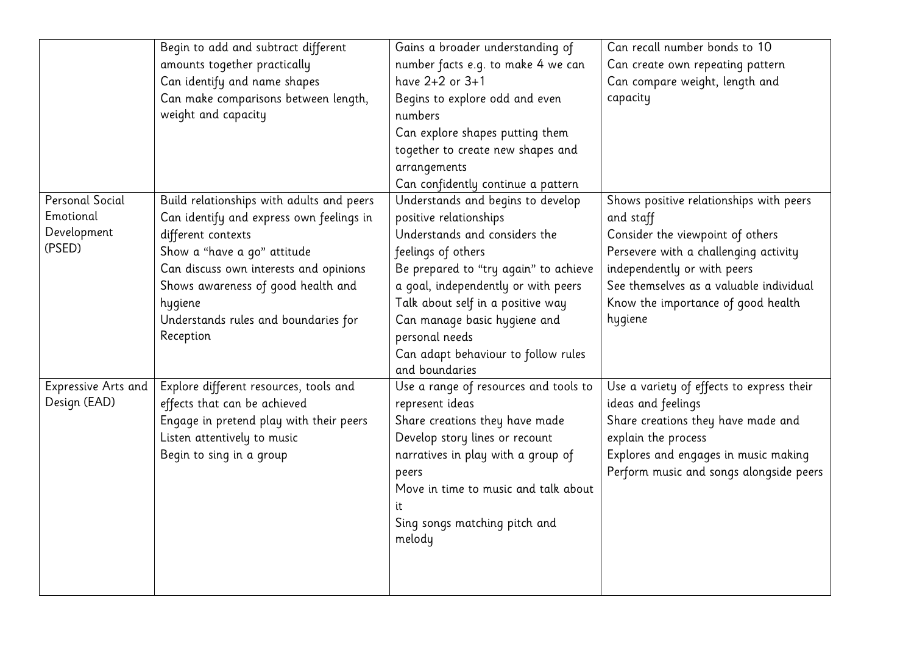| | | | |
|---|---|---|---|
| | Begin to add and subtract different amounts together practically<br>Can identify and name shapes<br>Can make comparisons between length, weight and capacity | Gains a broader understanding of number facts e.g. to make 4 we can have 2+2 or 3+1<br>Begins to explore odd and even numbers<br>Can explore shapes putting them together to create new shapes and arrangements<br>Can confidently continue a pattern | Can recall number bonds to 10<br>Can create own repeating pattern<br>Can compare weight, length and capacity |
| Personal Social Emotional Development (PSED) | Build relationships with adults and peers<br>Can identify and express own feelings in different contexts<br>Show a "have a go" attitude<br>Can discuss own interests and opinions<br>Shows awareness of good health and hygiene<br>Understands rules and boundaries for Reception | Understands and begins to develop positive relationships<br>Understands and considers the feelings of others<br>Be prepared to "try again" to achieve a goal, independently or with peers<br>Talk about self in a positive way<br>Can manage basic hygiene and personal needs<br>Can adapt behaviour to follow rules and boundaries | Shows positive relationships with peers and staff<br>Consider the viewpoint of others<br>Persevere with a challenging activity independently or with peers<br>See themselves as a valuable individual<br>Know the importance of good health hygiene |
| Expressive Arts and Design (EAD) | Explore different resources, tools and effects that can be achieved<br>Engage in pretend play with their peers<br>Listen attentively to music<br>Begin to sing in a group | Use a range of resources and tools to represent ideas<br>Share creations they have made<br>Develop story lines or recount narratives in play with a group of peers<br>Move in time to music and talk about it<br>Sing songs matching pitch and melody | Use a variety of effects to express their ideas and feelings<br>Share creations they have made and explain the process<br>Explores and engages in music making<br>Perform music and songs alongside peers |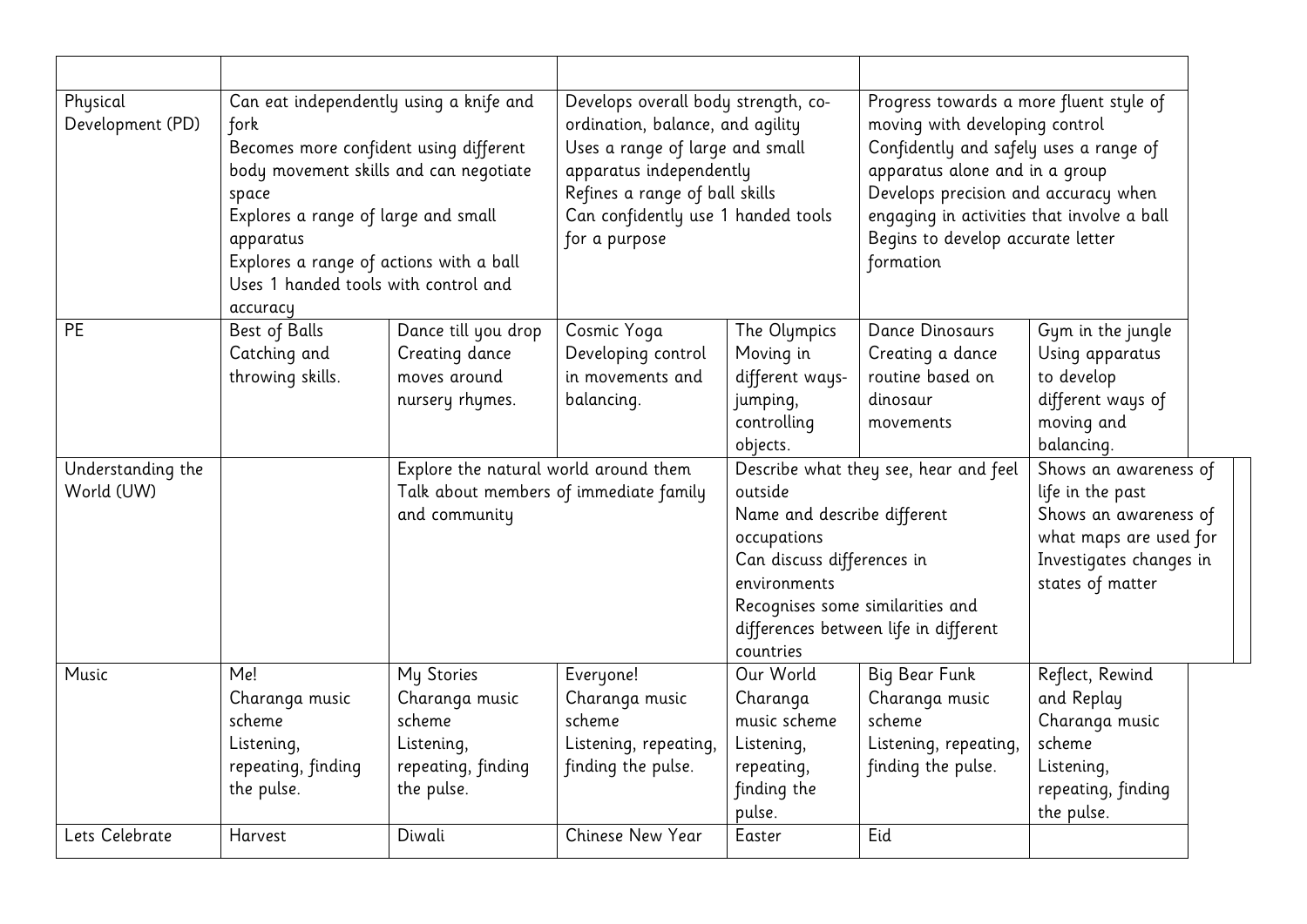| | | | | | | |
|---|---|---|---|---|---|---|
| Physical Development (PD) | Can eat independently using a knife and fork<br>Becomes more confident using different body movement skills and can negotiate space<br>Explores a range of large and small apparatus<br>Explores a range of actions with a ball<br>Uses 1 handed tools with control and accuracy | | Develops overall body strength, co-ordination, balance, and agility<br>Uses a range of large and small apparatus independently<br>Refines a range of ball skills<br>Can confidently use 1 handed tools for a purpose | | Progress towards a more fluent style of moving with developing control<br>Confidently and safely uses a range of apparatus alone and in a group<br>Develops precision and accuracy when engaging in activities that involve a ball<br>Begins to develop accurate letter formation | |
| PE | Best of Balls<br>Catching and throwing skills. | Dance till you drop<br>Creating dance moves around nursery rhymes. | Cosmic Yoga<br>Developing control in movements and balancing. | The Olympics<br>Moving in different ways- jumping, controlling objects. | Dance Dinosaurs<br>Creating a dance routine based on dinosaur movements | Gym in the jungle<br>Using apparatus to develop different ways of moving and balancing. |
| Understanding the World (UW) | | Explore the natural world around them<br>Talk about members of immediate family and community | | Describe what they see, hear and feel outside<br>Name and describe different occupations<br>Can discuss differences in environments<br>Recognises some similarities and differences between life in different countries | | Shows an awareness of life in the past<br>Shows an awareness of what maps are used for<br>Investigates changes in states of matter |
| Music | Me!<br>Charanga music scheme<br>Listening, repeating, finding the pulse. | My Stories<br>Charanga music scheme<br>Listening, repeating, finding the pulse. | Everyone!<br>Charanga music scheme<br>Listening, repeating, finding the pulse. | Our World<br>Charanga music scheme<br>Listening, repeating, finding the pulse. | Big Bear Funk<br>Charanga music scheme<br>Listening, repeating, finding the pulse. | Reflect, Rewind and Replay<br>Charanga music scheme<br>Listening, repeating, finding the pulse. |
| Lets Celebrate | Harvest | Diwali | Chinese New Year | Easter | Eid | |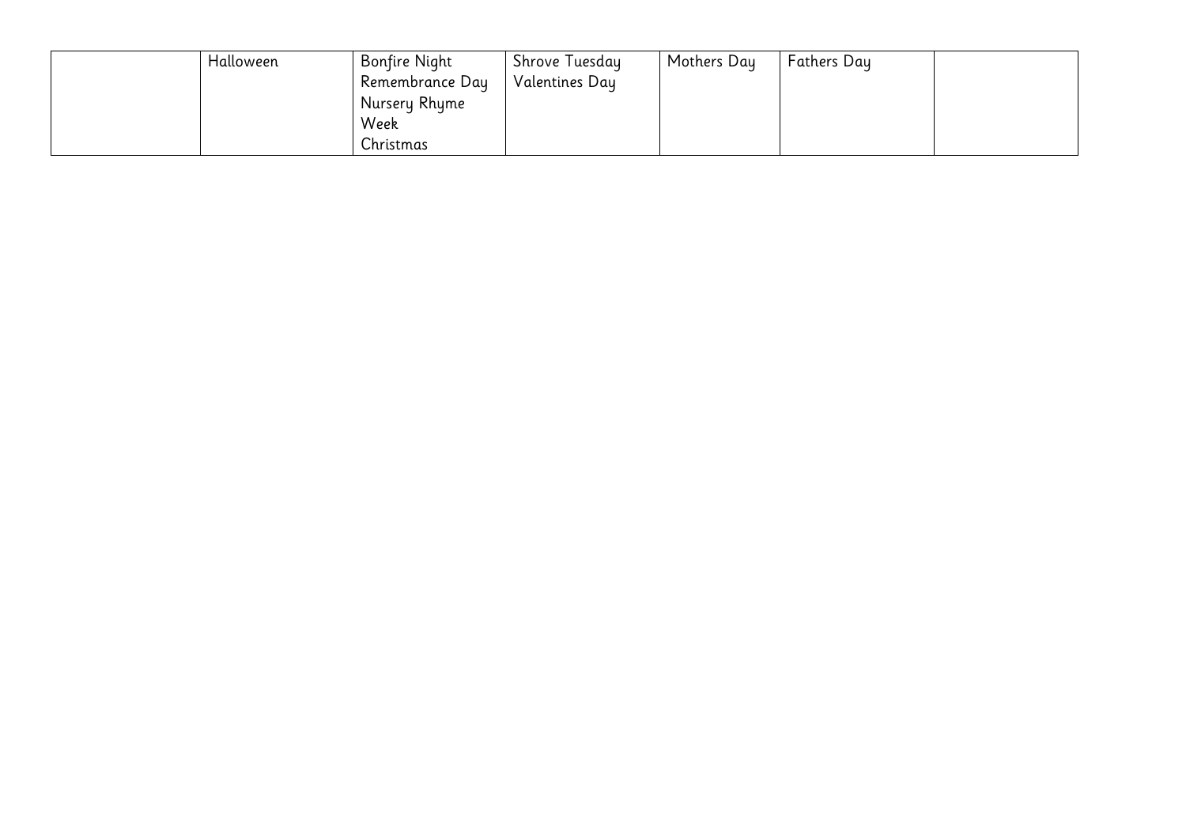| | | | | | | |
|---|---|---|---|---|---|---|
| | Halloween | Bonfire Night<br>Remembrance Day<br>Nursery Rhyme Week<br>Christmas | Shrove Tuesday<br>Valentines Day | Mothers Day | Fathers Day | |